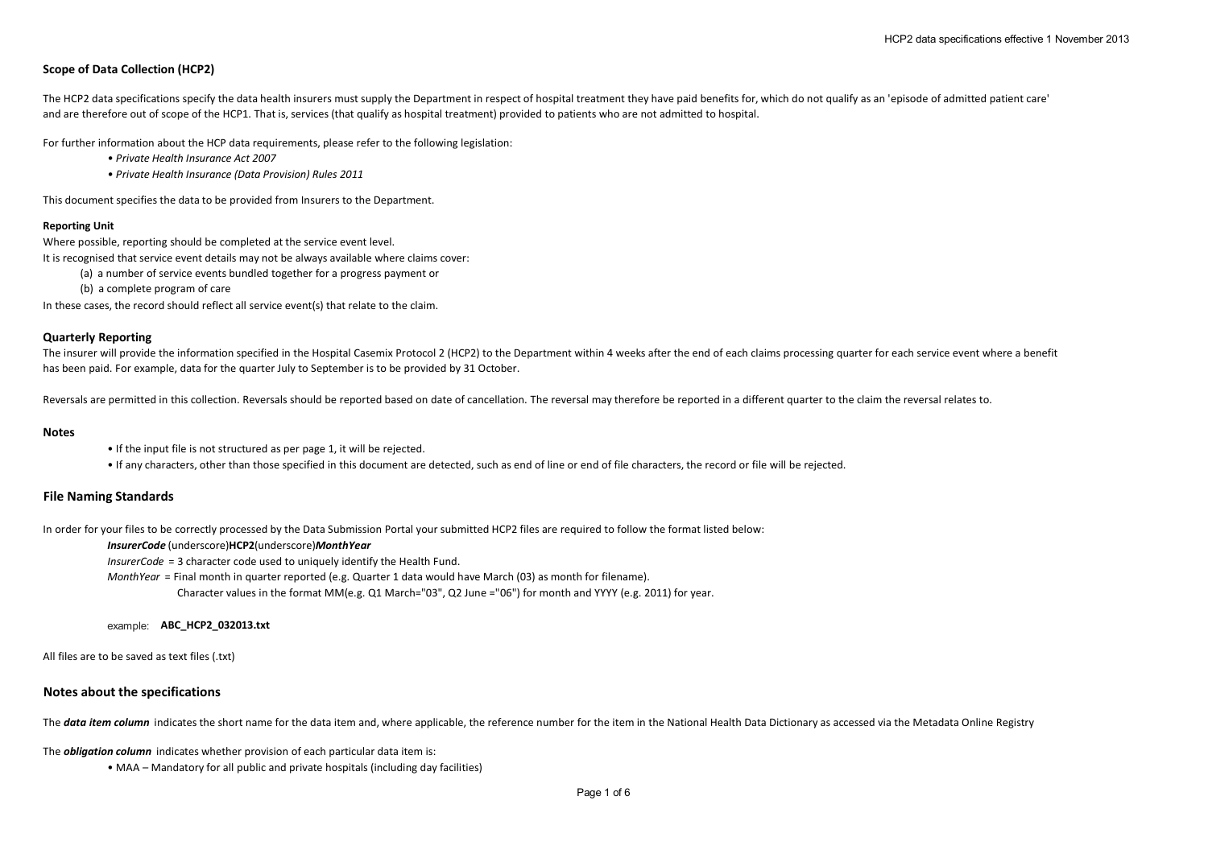## Scope of Data Collection (HCP2)

The HCP2 data specifications specify the data health insurers must supply the Department in respect of hospital treatment they have paid benefits for, which do not qualify as an 'episode of admitted patient care' and are therefore out of scope of the HCP1. That is, services (that qualify as hospital treatment) provided to patients who are not admitted to hospital.

For further information about the HCP data requirements, please refer to the following legislation:

- *Private Health Insurance Act 2007*
- *Private Health Insurance (Data Provision) Rules 2011*

This document specifies the data to be provided from Insurers to the Department.

#### Reporting Unit

Where possible, reporting should be completed at the service event level.
It is recognised that service event details may not be always available where claims cover:

(a) a number of service events bundled together for a progress payment or
(b) a complete program of care

In these cases, the record should reflect all service event(s) that relate to the claim.

### Quarterly Reporting

The insurer will provide the information specified in the Hospital Casemix Protocol 2 (HCP2) to the Department within 4 weeks after the end of each claims processing quarter for each service event where a benefit has been paid. For example, data for the quarter July to September is to be provided by 31 October.

Reversals are permitted in this collection. Reversals should be reported based on date of cancellation. The reversal may therefore be reported in a different quarter to the claim the reversal relates to.

### Notes

- If the input file is not structured as per page 1, it will be rejected.
- If any characters, other than those specified in this document are detected, such as end of line or end of file characters, the record or file will be rejected.

## File Naming Standards

In order for your files to be correctly processed by the Data Submission Portal your submitted HCP2 files are required to follow the format listed below:

***InsurerCode*** (underscore)**HCP2**(underscore)***MonthYear***

*InsurerCode* = 3 character code used to uniquely identify the Health Fund.

*MonthYear* = Final month in quarter reported (e.g. Quarter 1 data would have March (03) as month for filename).
Character values in the format MM(e.g. Q1 March="03", Q2 June ="06") for month and YYYY (e.g. 2011) for year.

example: **ABC_HCP2_032013.txt**

All files are to be saved as text files (.txt)

## Notes about the specifications

The ***data item column*** indicates the short name for the data item and, where applicable, the reference number for the item in the National Health Data Dictionary as accessed via the Metadata Online Registry

The ***obligation column*** indicates whether provision of each particular data item is:

- MAA – Mandatory for all public and private hospitals (including day facilities)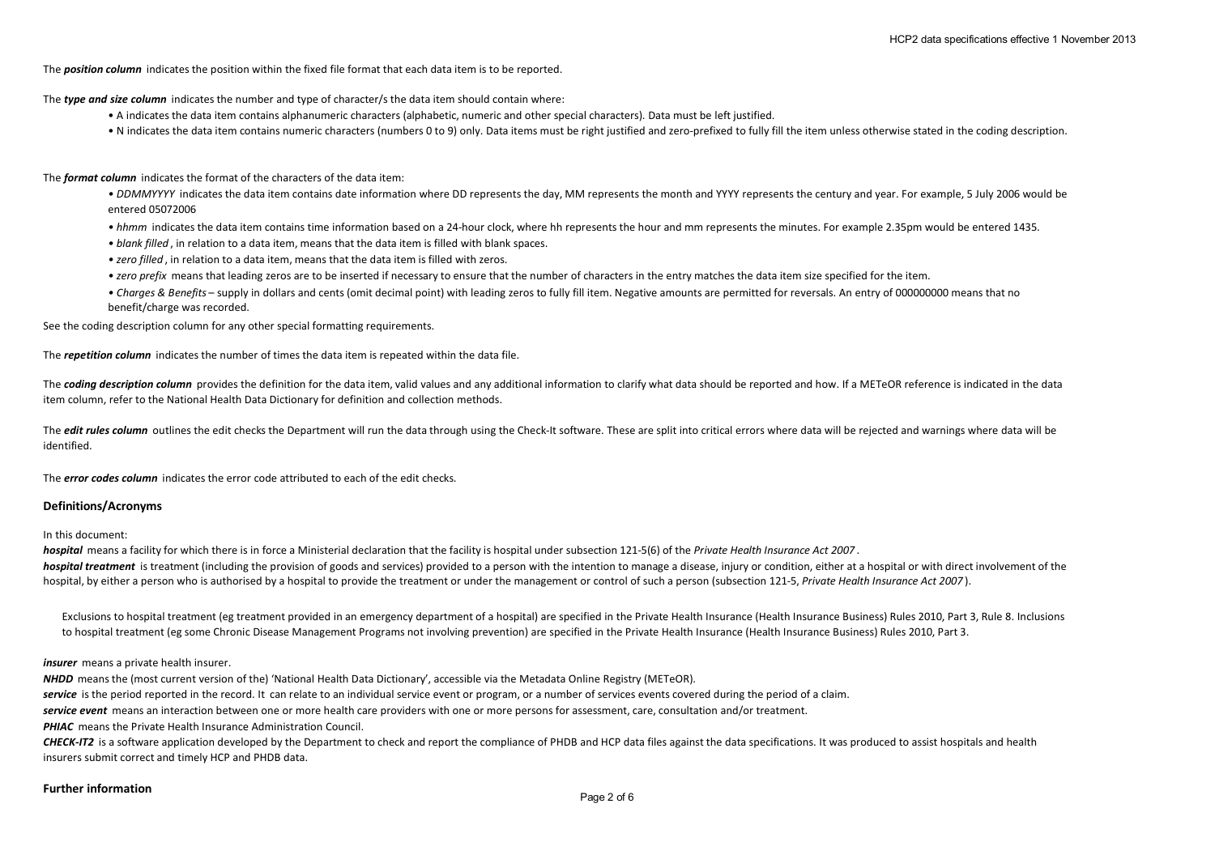The ***position column*** indicates the position within the fixed file format that each data item is to be reported.

The ***type and size column*** indicates the number and type of character/s the data item should contain where:

- A indicates the data item contains alphanumeric characters (alphabetic, numeric and other special characters). Data must be left justified.
- N indicates the data item contains numeric characters (numbers 0 to 9) only. Data items must be right justified and zero-prefixed to fully fill the item unless otherwise stated in the coding description.

The ***format column*** indicates the format of the characters of the data item:

- *DDMMYYYY* indicates the data item contains date information where DD represents the day, MM represents the month and YYYY represents the century and year. For example, 5 July 2006 would be entered 05072006
- *hhmm* indicates the data item contains time information based on a 24-hour clock, where hh represents the hour and mm represents the minutes. For example 2.35pm would be entered 1435.
- *blank filled*, in relation to a data item, means that the data item is filled with blank spaces.
- *zero filled*, in relation to a data item, means that the data item is filled with zeros.
- *zero prefix* means that leading zeros are to be inserted if necessary to ensure that the number of characters in the entry matches the data item size specified for the item.
- *Charges & Benefits* – supply in dollars and cents (omit decimal point) with leading zeros to fully fill item. Negative amounts are permitted for reversals. An entry of 000000000 means that no benefit/charge was recorded.

See the coding description column for any other special formatting requirements.

The ***repetition column*** indicates the number of times the data item is repeated within the data file.

The ***coding description column*** provides the definition for the data item, valid values and any additional information to clarify what data should be reported and how. If a METeOR reference is indicated in the data item column, refer to the National Health Data Dictionary for definition and collection methods.

The ***edit rules column*** outlines the edit checks the Department will run the data through using the Check-It software. These are split into critical errors where data will be rejected and warnings where data will be identified.

The ***error codes column*** indicates the error code attributed to each of the edit checks.

## Definitions/Acronyms

In this document:

***hospital*** means a facility for which there is in force a Ministerial declaration that the facility is hospital under subsection 121-5(6) of the *Private Health Insurance Act 2007*.

***hospital treatment*** is treatment (including the provision of goods and services) provided to a person with the intention to manage a disease, injury or condition, either at a hospital or with direct involvement of the hospital, by either a person who is authorised by a hospital to provide the treatment or under the management or control of such a person (subsection 121-5, *Private Health Insurance Act 2007*).

Exclusions to hospital treatment (eg treatment provided in an emergency department of a hospital) are specified in the Private Health Insurance (Health Insurance Business) Rules 2010, Part 3, Rule 8. Inclusions to hospital treatment (eg some Chronic Disease Management Programs not involving prevention) are specified in the Private Health Insurance (Health Insurance Business) Rules 2010, Part 3.

***insurer*** means a private health insurer.

***NHDD*** means the (most current version of the) 'National Health Data Dictionary', accessible via the Metadata Online Registry (METeOR).

***service*** is the period reported in the record. It can relate to an individual service event or program, or a number of services events covered during the period of a claim.

***service event*** means an interaction between one or more health care providers with one or more persons for assessment, care, consultation and/or treatment.

***PHIAC*** means the Private Health Insurance Administration Council.

***CHECK-IT2*** is a software application developed by the Department to check and report the compliance of PHDB and HCP data files against the data specifications. It was produced to assist hospitals and health insurers submit correct and timely HCP and PHDB data.

## Further information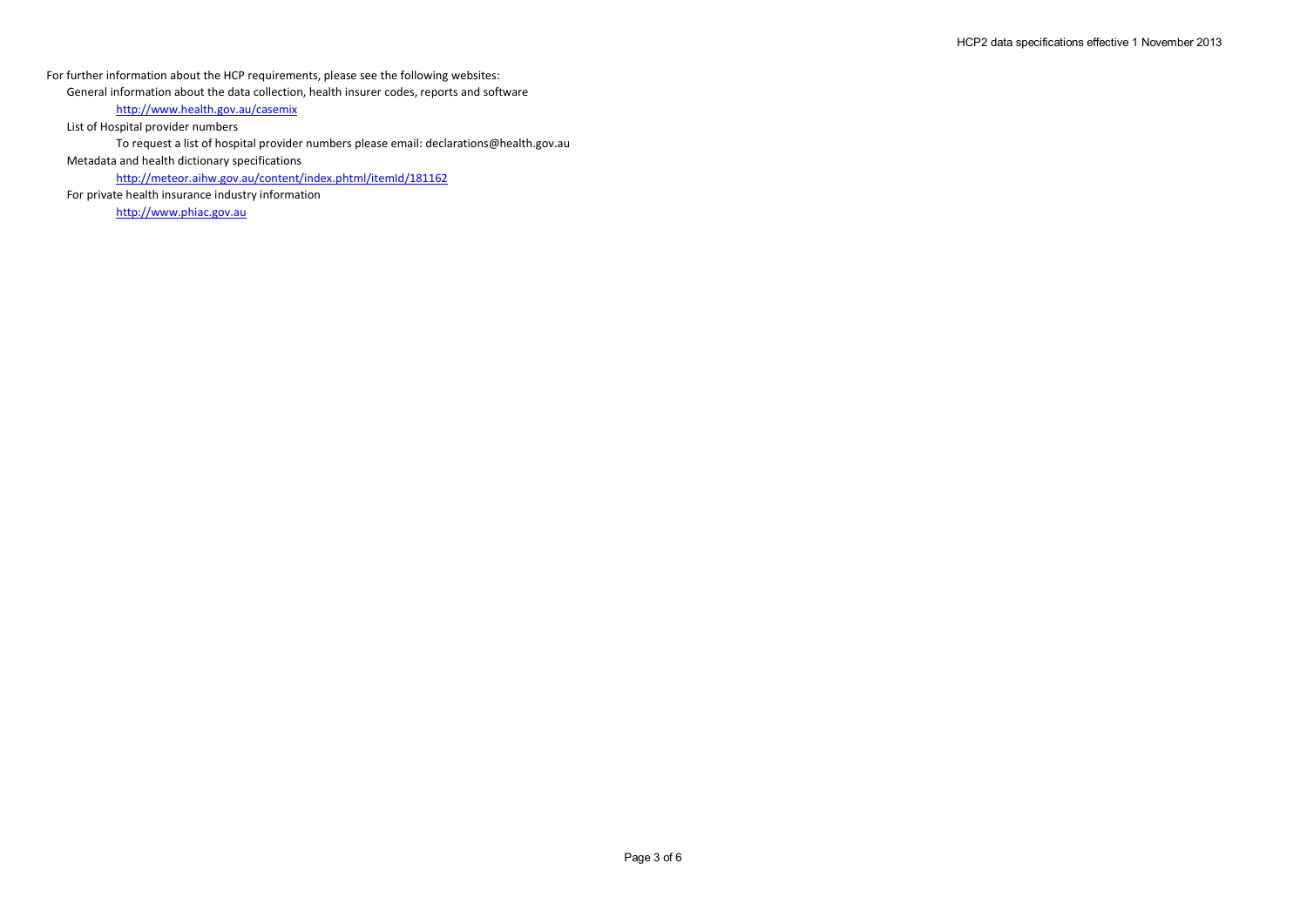For further information about the HCP requirements, please see the following websites:

- General information about the data collection, health insurer codes, reports and software
  - http://www.health.gov.au/casemix
- List of Hospital provider numbers
  - To request a list of hospital provider numbers please email: declarations@health.gov.au
- Metadata and health dictionary specifications
  - http://meteor.aihw.gov.au/content/index.phtml/itemId/181162
- For private health insurance industry information
  - http://www.phiac.gov.au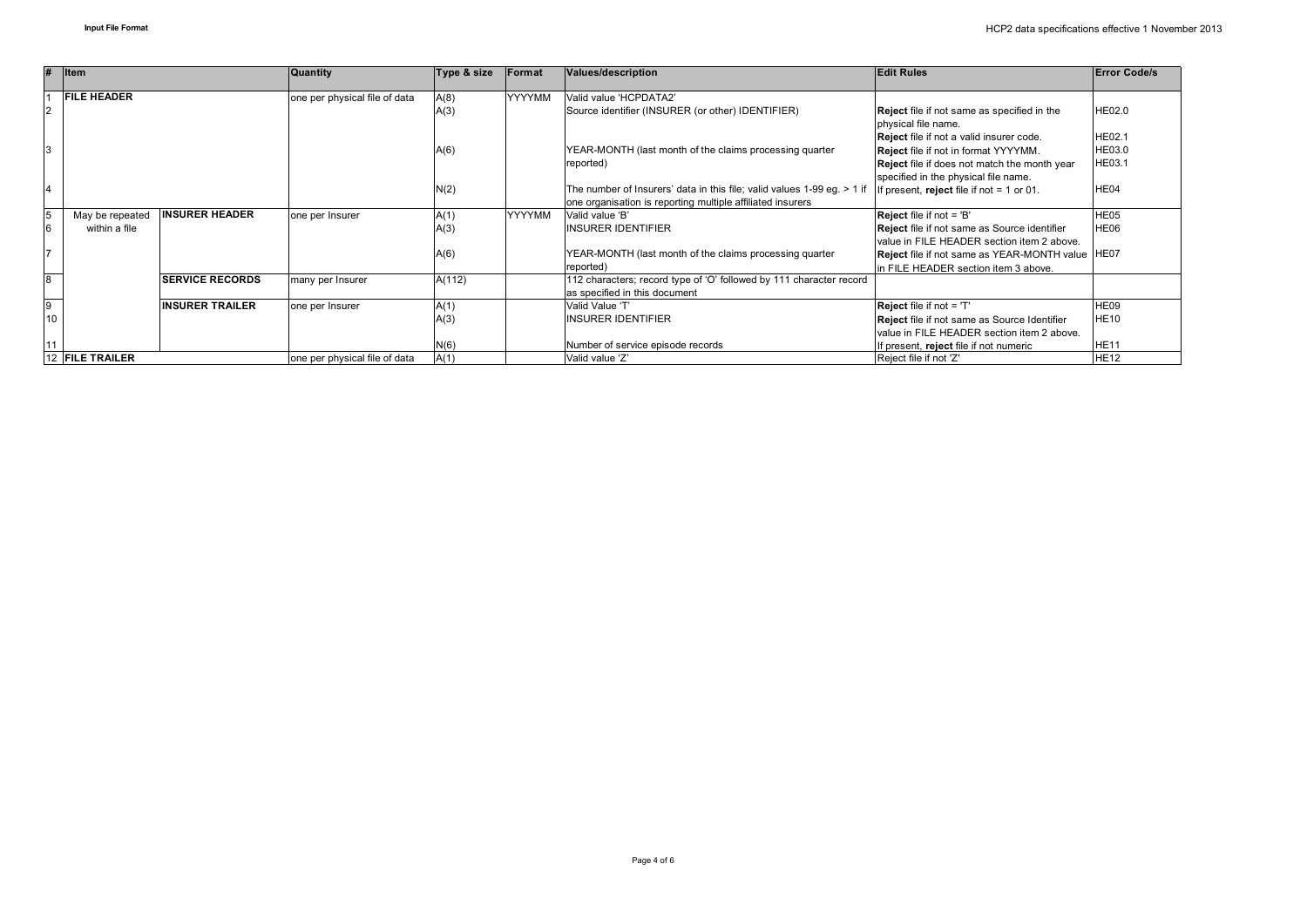**Input File Format**

| # | Item | | Quantity | Type & size | Format | Values/description | Edit Rules | Error Code/s |
|---|---|---|---|---|---|---|---|---|
| 1 | **FILE HEADER** | | one per physical file of data | A(8) | YYYYMM | Valid value 'HCPDATA2' | | |
| 2 | | | | A(3) | | Source identifier (INSURER (or other) IDENTIFIER) | **Reject** file if not same as specified in the physical file name.<br>**Reject** file if not a valid insurer code. | HE02.0<br>HE02.1 |
| 3 | | | | A(6) | | YEAR-MONTH (last month of the claims processing quarter reported) | **Reject** file if not in format YYYYMM.<br>**Reject** file if does not match the month year specified in the physical file name. | HE03.0<br>HE03.1 |
| 4 | | | | N(2) | | The number of Insurers' data in this file; valid values 1-99 eg. > 1 if one organisation is reporting multiple affiliated insurers | If present, **reject** file if not = 1 or 01. | HE04 |
| 5 | May be repeated within a file | **INSURER HEADER** | one per Insurer | A(1) | YYYYMM | Valid value 'B' | **Reject** file if not = 'B' | HE05 |
| 6 | | | | A(3) | | INSURER IDENTIFIER | **Reject** file if not same as Source identifier value in FILE HEADER section item 2 above. | HE06 |
| 7 | | | | A(6) | | YEAR-MONTH (last month of the claims processing quarter reported) | **Reject** file if not same as YEAR-MONTH value in FILE HEADER section item 3 above. | HE07 |
| 8 | | **SERVICE RECORDS** | many per Insurer | A(112) | | 112 characters; record type of 'O' followed by 111 character record as specified in this document | | |
| 9 | | **INSURER TRAILER** | one per Insurer | A(1) | | Valid Value 'T' | **Reject** file if not = 'T' | HE09 |
| 10 | | | | A(3) | | INSURER IDENTIFIER | **Reject** file if not same as Source Identifier value in FILE HEADER section item 2 above. | HE10 |
| 11 | | | | N(6) | | Number of service episode records | If present, **reject** file if not numeric | HE11 |
| 12 | **FILE TRAILER** | | one per physical file of data | A(1) | | Valid value 'Z' | Reject file if not 'Z' | HE12 |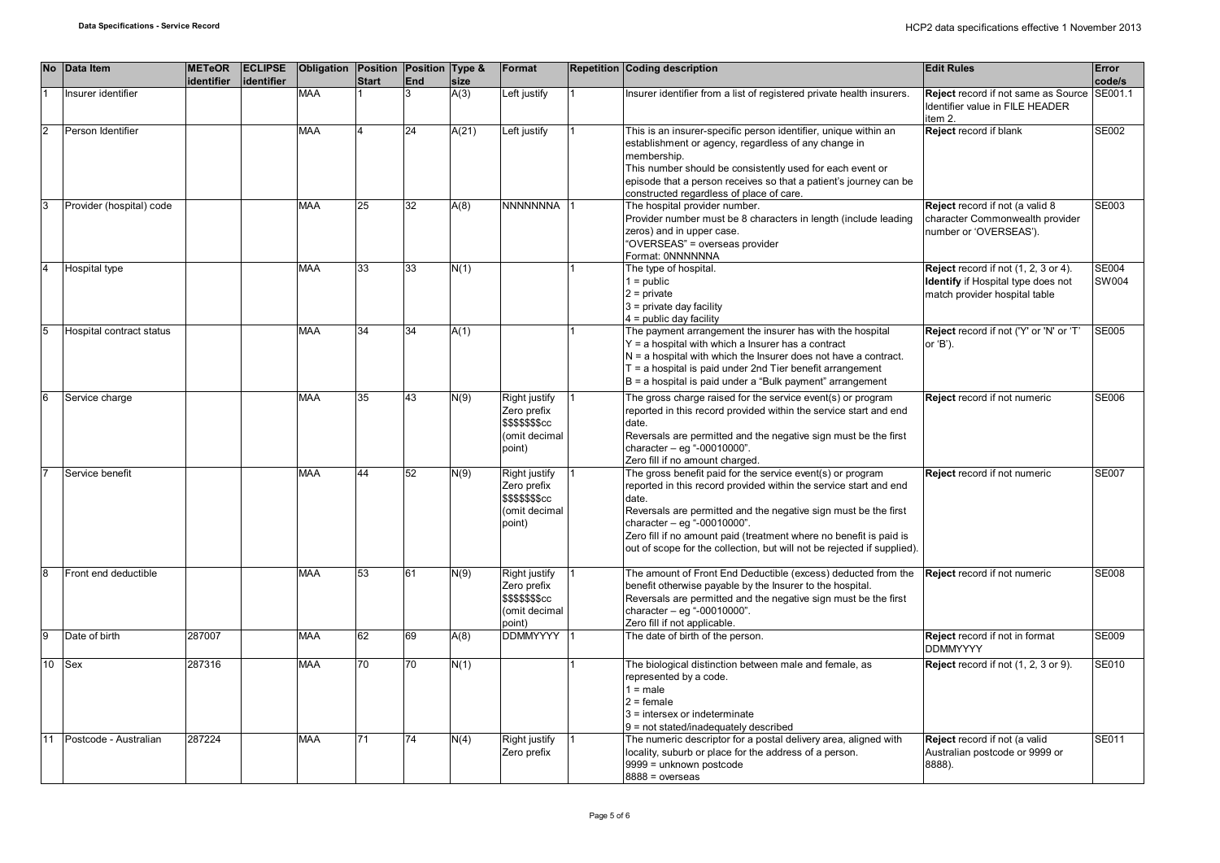| No | Data Item | METeOR identifier | ECLIPSE identifier | Obligation | Position Start | Position End | Type & size | Format | Repetition | Coding description | Edit Rules | Error code/s |
|---|---|---|---|---|---|---|---|---|---|---|---|---|
| 1 | Insurer identifier | | | MAA | 1 | 3 | A(3) | Left justify | 1 | Insurer identifier from a list of registered private health insurers. | **Reject** record if not same as Source Identifier value in FILE HEADER item 2. | SE001.1 |
| 2 | Person Identifier | | | MAA | 4 | 24 | A(21) | Left justify | 1 | This is an insurer-specific person identifier, unique within an establishment or agency, regardless of any change in membership.<br>This number should be consistently used for each event or episode that a person receives so that a patient's journey can be constructed regardless of place of care. | **Reject** record if blank | SE002 |
| 3 | Provider (hospital) code | | | MAA | 25 | 32 | A(8) | NNNNNNNA | 1 | The hospital provider number.<br>Provider number must be 8 characters in length (include leading zeros) and in upper case.<br>"OVERSEAS" = overseas provider<br>Format: 0NNNNNNA | **Reject** record if not (a valid 8 character Commonwealth provider number or 'OVERSEAS'). | SE003 |
| 4 | Hospital type | | | MAA | 33 | 33 | N(1) | | 1 | The type of hospital.<br>1 = public<br>2 = private<br>3 = private day facility<br>4 = public day facility | **Reject** record if not (1, 2, 3 or 4).<br>**Identify** if Hospital type does not match provider hospital table | SE004<br>SW004 |
| 5 | Hospital contract status | | | MAA | 34 | 34 | A(1) | | 1 | The payment arrangement the insurer has with the hospital<br>Y = a hospital with which a Insurer has a contract<br>N = a hospital with which the Insurer does not have a contract.<br>T = a hospital is paid under 2nd Tier benefit arrangement<br>B = a hospital is paid under a "Bulk payment" arrangement | **Reject** record if not ('Y' or 'N' or 'T' or 'B'). | SE005 |
| 6 | Service charge | | | MAA | 35 | 43 | N(9) | Right justify<br>Zero prefix<br>$$$$$$$cc<br>(omit decimal point) | 1 | The gross charge raised for the service event(s) or program reported in this record provided within the service start and end date.<br>Reversals are permitted and the negative sign must be the first character – eg "-00010000".<br>Zero fill if no amount charged. | **Reject** record if not numeric | SE006 |
| 7 | Service benefit | | | MAA | 44 | 52 | N(9) | Right justify<br>Zero prefix<br>$$$$$$$cc<br>(omit decimal point) | 1 | The gross benefit paid for the service event(s) or program reported in this record provided within the service start and end date.<br>Reversals are permitted and the negative sign must be the first character – eg "-00010000".<br>Zero fill if no amount paid (treatment where no benefit is paid is out of scope for the collection, but will not be rejected if supplied). | **Reject** record if not numeric | SE007 |
| 8 | Front end deductible | | | MAA | 53 | 61 | N(9) | Right justify<br>Zero prefix<br>$$$$$$$cc<br>(omit decimal point) | 1 | The amount of Front End Deductible (excess) deducted from the benefit otherwise payable by the Insurer to the hospital.<br>Reversals are permitted and the negative sign must be the first character – eg "-00010000".<br>Zero fill if not applicable. | **Reject** record if not numeric | SE008 |
| 9 | Date of birth | 287007 | | MAA | 62 | 69 | A(8) | DDMMYYYY | 1 | The date of birth of the person. | **Reject** record if not in format DDMMYYYY | SE009 |
| 10 | Sex | 287316 | | MAA | 70 | 70 | N(1) | | 1 | The biological distinction between male and female, as represented by a code.<br>1 = male<br>2 = female<br>3 = intersex or indeterminate<br>9 = not stated/inadequately described | **Reject** record if not (1, 2, 3 or 9). | SE010 |
| 11 | Postcode - Australian | 287224 | | MAA | 71 | 74 | N(4) | Right justify<br>Zero prefix | 1 | The numeric descriptor for a postal delivery area, aligned with locality, suburb or place for the address of a person.<br>9999 = unknown postcode<br>8888 = overseas | **Reject** record if not (a valid Australian postcode or 9999 or 8888). | SE011 |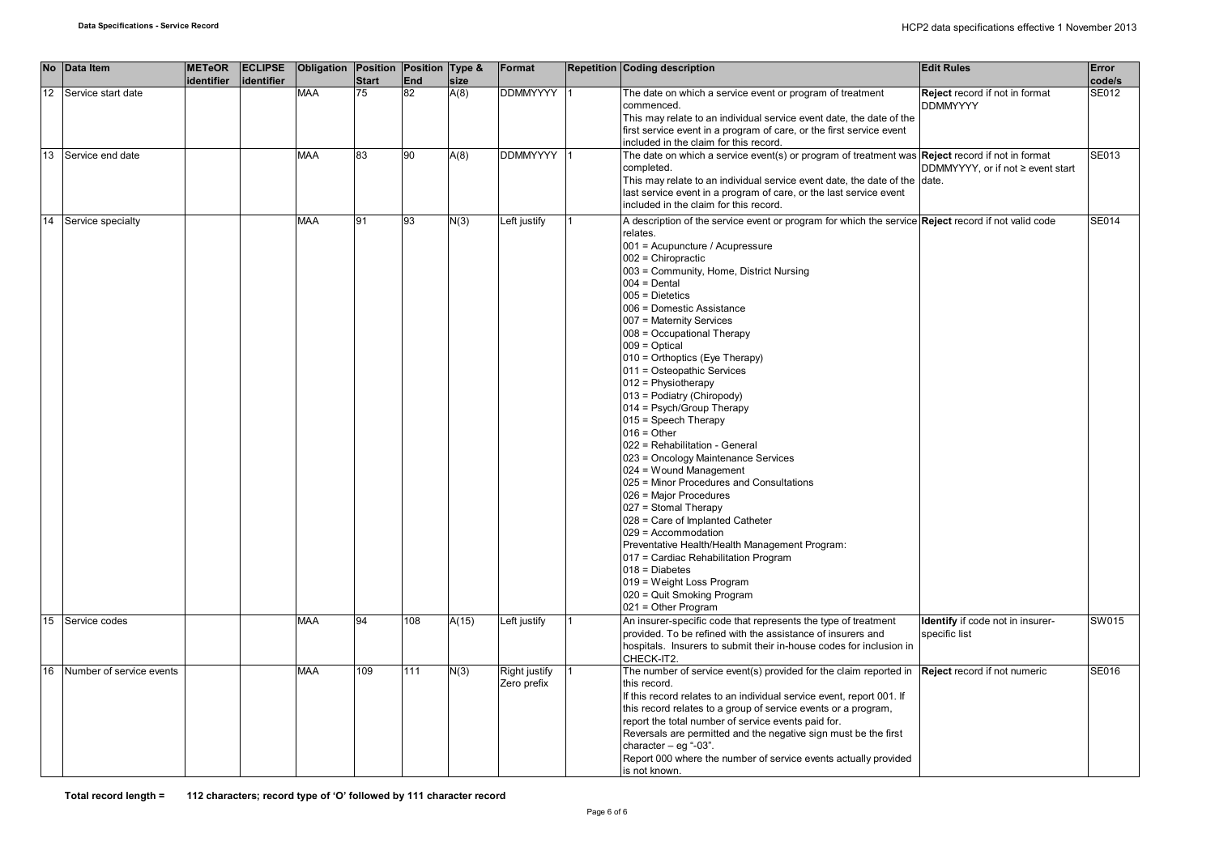| No | Data Item | METeOR identifier | ECLIPSE identifier | Obligation | Position Start | Position End | Type & size | Format | Repetition | Coding description | Edit Rules | Error code/s |
|---|---|---|---|---|---|---|---|---|---|---|---|---|
| 12 | Service start date | | | MAA | 75 | 82 | A(8) | DDMMYYYY | 1 | The date on which a service event or program of treatment commenced.<br>This may relate to an individual service event date, the date of the first service event in a program of care, or the first service event included in the claim for this record. | **Reject** record if not in format DDMMYYYY | SE012 |
| 13 | Service end date | | | MAA | 83 | 90 | A(8) | DDMMYYYY | 1 | The date on which a service event(s) or program of treatment was completed.<br>This may relate to an individual service event date, the date of the last service event in a program of care, or the last service event included in the claim for this record. | **Reject** record if not in format DDMMYYYY, or if not ≥ event start date. | SE013 |
| 14 | Service specialty | | | MAA | 91 | 93 | N(3) | Left justify | 1 | A description of the service event or program for which the service relates.<br>001 = Acupuncture / Acupressure<br>002 = Chiropractic<br>003 = Community, Home, District Nursing<br>004 = Dental<br>005 = Dietetics<br>006 = Domestic Assistance<br>007 = Maternity Services<br>008 = Occupational Therapy<br>009 = Optical<br>010 = Orthoptics (Eye Therapy)<br>011 = Osteopathic Services<br>012 = Physiotherapy<br>013 = Podiatry (Chiropody)<br>014 = Psych/Group Therapy<br>015 = Speech Therapy<br>016 = Other<br>022 = Rehabilitation - General<br>023 = Oncology Maintenance Services<br>024 = Wound Management<br>025 = Minor Procedures and Consultations<br>026 = Major Procedures<br>027 = Stomal Therapy<br>028 = Care of Implanted Catheter<br>029 = Accommodation<br>Preventative Health/Health Management Program:<br>017 = Cardiac Rehabilitation Program<br>018 = Diabetes<br>019 = Weight Loss Program<br>020 = Quit Smoking Program<br>021 = Other Program | **Reject** record if not valid code | SE014 |
| 15 | Service codes | | | MAA | 94 | 108 | A(15) | Left justify | 1 | An insurer-specific code that represents the type of treatment provided. To be refined with the assistance of insurers and hospitals. Insurers to submit their in-house codes for inclusion in CHECK-IT2. | **Identify** if code not in insurer-specific list | SW015 |
| 16 | Number of service events | | | MAA | 109 | 111 | N(3) | Right justify Zero prefix | 1 | The number of service event(s) provided for the claim reported in this record.<br>If this record relates to an individual service event, report 001. If this record relates to a group of service events or a program, report the total number of service events paid for.<br>Reversals are permitted and the negative sign must be the first character – eg "-03".<br>Report 000 where the number of service events actually provided is not known. | **Reject** record if not numeric | SE016 |

**Total record length = 112 characters; record type of 'O' followed by 111 character record**